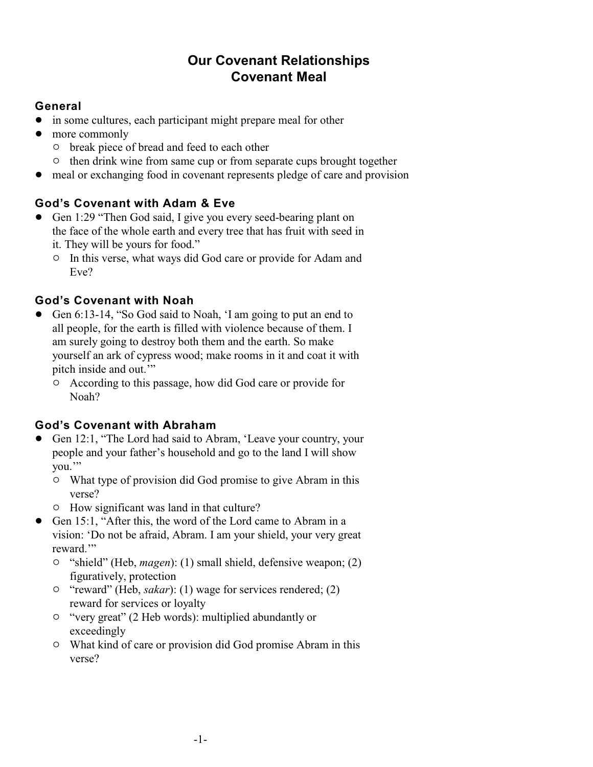# Our Covenant Relationships
# Covenant Meal

## General

- in some cultures, each participant might prepare meal for other
- more commonly
  - break piece of bread and feed to each other
  - then drink wine from same cup or from separate cups brought together
- meal or exchanging food in covenant represents pledge of care and provision

## God's Covenant with Adam & Eve

- Gen 1:29 "Then God said, I give you every seed-bearing plant on the face of the whole earth and every tree that has fruit with seed in it. They will be yours for food."
  - In this verse, what ways did God care or provide for Adam and Eve?

## God's Covenant with Noah

- Gen 6:13-14, "So God said to Noah, 'I am going to put an end to all people, for the earth is filled with violence because of them. I am surely going to destroy both them and the earth. So make yourself an ark of cypress wood; make rooms in it and coat it with pitch inside and out.'"
  - According to this passage, how did God care or provide for Noah?

## God's Covenant with Abraham

- Gen 12:1, "The Lord had said to Abram, 'Leave your country, your people and your father's household and go to the land I will show you.'"
  - What type of provision did God promise to give Abram in this verse?
  - How significant was land in that culture?
- Gen 15:1, "After this, the word of the Lord came to Abram in a vision: 'Do not be afraid, Abram. I am your shield, your very great reward.'"
  - "shield" (Heb, *magen*): (1) small shield, defensive weapon; (2) figuratively, protection
  - "reward" (Heb, *sakar*): (1) wage for services rendered; (2) reward for services or loyalty
  - "very great" (2 Heb words): multiplied abundantly or exceedingly
  - What kind of care or provision did God promise Abram in this verse?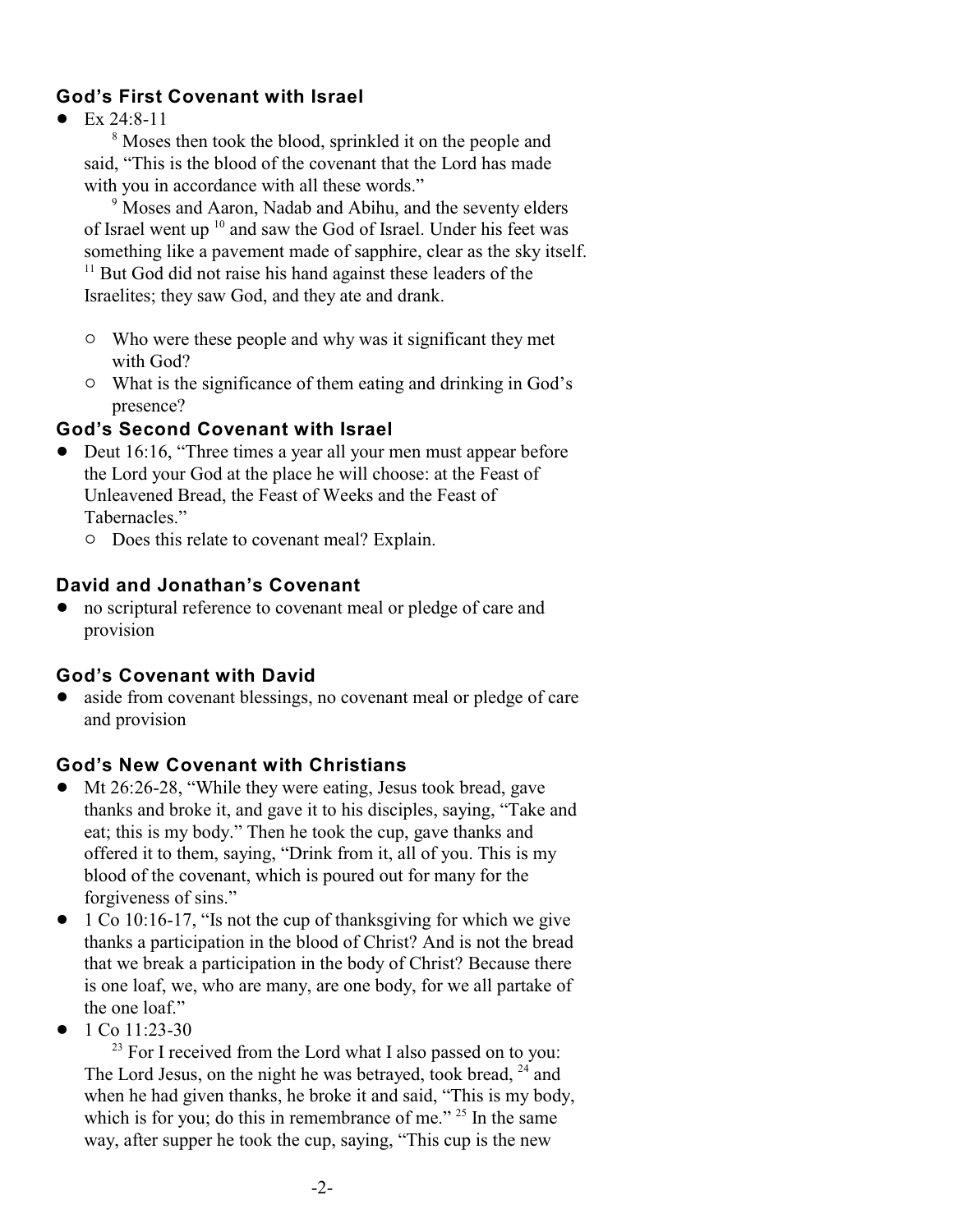### God's First Covenant with Israel

- Ex 24:8-11

  [8] Moses then took the blood, sprinkled it on the people and said, "This is the blood of the covenant that the Lord has made with you in accordance with all these words."

  [9] Moses and Aaron, Nadab and Abihu, and the seventy elders of Israel went up [10] and saw the God of Israel. Under his feet was something like a pavement made of sapphire, clear as the sky itself. [11] But God did not raise his hand against these leaders of the Israelites; they saw God, and they ate and drank.

  - Who were these people and why was it significant they met with God?
  - What is the significance of them eating and drinking in God's presence?

### God's Second Covenant with Israel

- Deut 16:16, "Three times a year all your men must appear before the Lord your God at the place he will choose: at the Feast of Unleavened Bread, the Feast of Weeks and the Feast of Tabernacles."
  - Does this relate to covenant meal? Explain.

### David and Jonathan's Covenant

- no scriptural reference to covenant meal or pledge of care and provision

### God's Covenant with David

- aside from covenant blessings, no covenant meal or pledge of care and provision

### God's New Covenant with Christians

- Mt 26:26-28, "While they were eating, Jesus took bread, gave thanks and broke it, and gave it to his disciples, saying, "Take and eat; this is my body." Then he took the cup, gave thanks and offered it to them, saying, "Drink from it, all of you. This is my blood of the covenant, which is poured out for many for the forgiveness of sins."
- 1 Co 10:16-17, "Is not the cup of thanksgiving for which we give thanks a participation in the blood of Christ? And is not the bread that we break a participation in the body of Christ? Because there is one loaf, we, who are many, are one body, for we all partake of the one loaf."
- 1 Co 11:23-30

  [23] For I received from the Lord what I also passed on to you: The Lord Jesus, on the night he was betrayed, took bread, [24] and when he had given thanks, he broke it and said, "This is my body, which is for you; do this in remembrance of me." [25] In the same way, after supper he took the cup, saying, "This cup is the new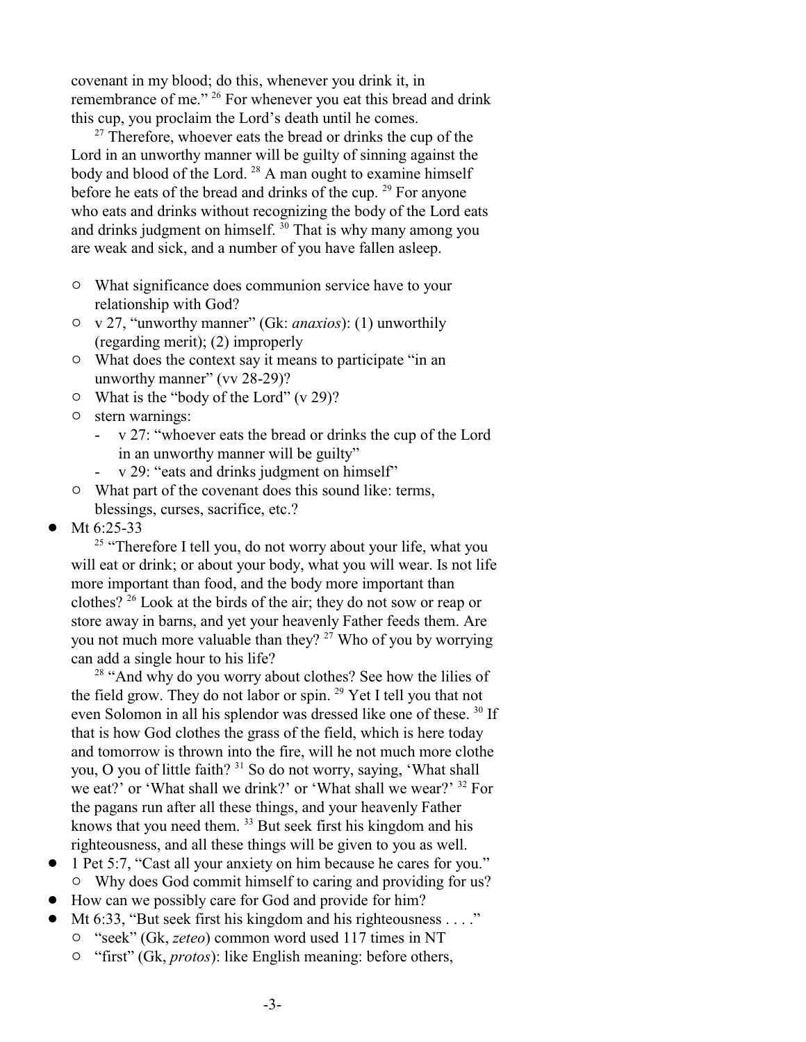covenant in my blood; do this, whenever you drink it, in remembrance of me." [26] For whenever you eat this bread and drink this cup, you proclaim the Lord's death until he comes.

[27] Therefore, whoever eats the bread or drinks the cup of the Lord in an unworthy manner will be guilty of sinning against the body and blood of the Lord. [28] A man ought to examine himself before he eats of the bread and drinks of the cup. [29] For anyone who eats and drinks without recognizing the body of the Lord eats and drinks judgment on himself. [30] That is why many among you are weak and sick, and a number of you have fallen asleep.

- ○ What significance does communion service have to your relationship with God?
- ○ v 27, "unworthy manner" (Gk: *anaxios*): (1) unworthily (regarding merit); (2) improperly
- ○ What does the context say it means to participate "in an unworthy manner" (vv 28-29)?
- ○ What is the "body of the Lord" (v 29)?
- ○ stern warnings:
  - v 27: "whoever eats the bread or drinks the cup of the Lord in an unworthy manner will be guilty"
  - v 29: "eats and drinks judgment on himself"
- ○ What part of the covenant does this sound like: terms, blessings, curses, sacrifice, etc.?

- Mt 6:25-33

  [25] "Therefore I tell you, do not worry about your life, what you will eat or drink; or about your body, what you will wear. Is not life more important than food, and the body more important than clothes? [26] Look at the birds of the air; they do not sow or reap or store away in barns, and yet your heavenly Father feeds them. Are you not much more valuable than they? [27] Who of you by worrying can add a single hour to his life?

  [28] "And why do you worry about clothes? See how the lilies of the field grow. They do not labor or spin. [29] Yet I tell you that not even Solomon in all his splendor was dressed like one of these. [30] If that is how God clothes the grass of the field, which is here today and tomorrow is thrown into the fire, will he not much more clothe you, O you of little faith? [31] So do not worry, saying, 'What shall we eat?' or 'What shall we drink?' or 'What shall we wear?' [32] For the pagans run after all these things, and your heavenly Father knows that you need them. [33] But seek first his kingdom and his righteousness, and all these things will be given to you as well.

- 1 Pet 5:7, "Cast all your anxiety on him because he cares for you."
  - ○ Why does God commit himself to caring and providing for us?
- How can we possibly care for God and provide for him?
- Mt 6:33, "But seek first his kingdom and his righteousness . . . ."
  - ○ "seek" (Gk, *zeteo*) common word used 117 times in NT
  - ○ "first" (Gk, *protos*): like English meaning: before others,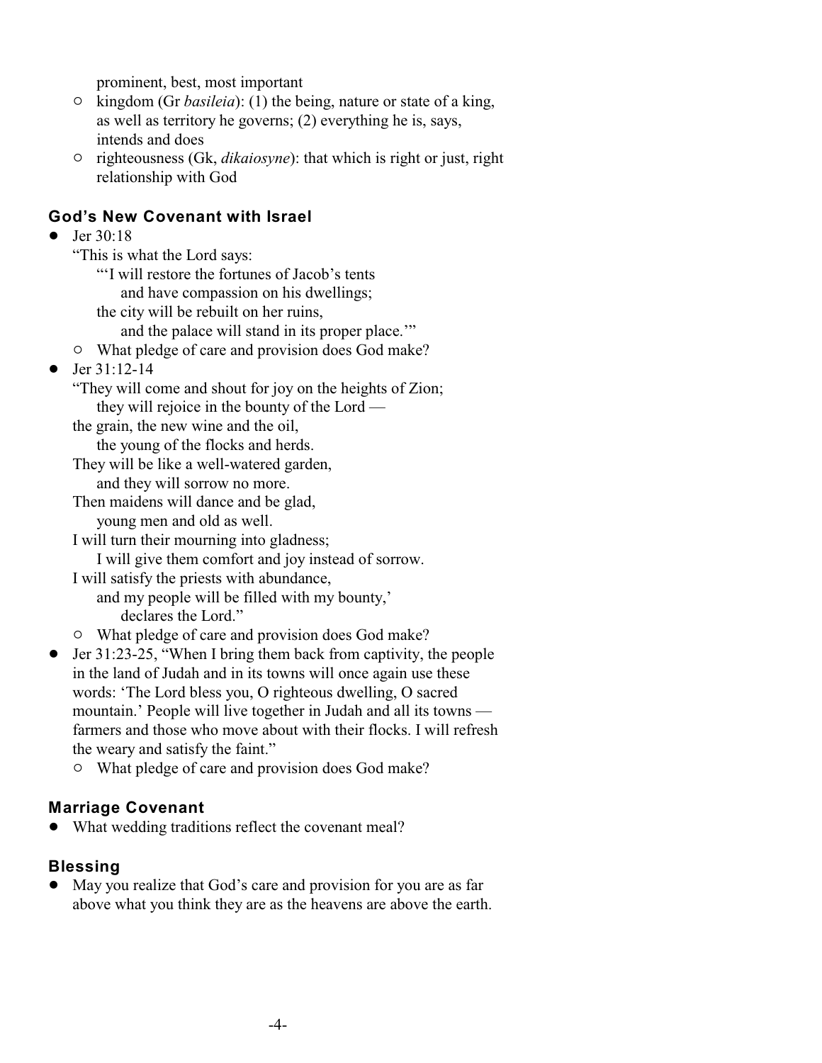prominent, best, most important
  - kingdom (Gr *basileia*): (1) the being, nature or state of a king, as well as territory he governs; (2) everything he is, says, intends and does
  - righteousness (Gk, *dikaiosyne*): that which is right or just, right relationship with God

### God's New Covenant with Israel

- Jer 30:18

  "This is what the Lord says:
  
  "'I will restore the fortunes of Jacob's tents
  and have compassion on his dwellings;
  the city will be rebuilt on her ruins,
  and the palace will stand in its proper place.'"
  - What pledge of care and provision does God make?
- Jer 31:12-14

  "They will come and shout for joy on the heights of Zion;
  they will rejoice in the bounty of the Lord —
  the grain, the new wine and the oil,
  the young of the flocks and herds.
  They will be like a well-watered garden,
  and they will sorrow no more.
  Then maidens will dance and be glad,
  young men and old as well.
  I will turn their mourning into gladness;
  I will give them comfort and joy instead of sorrow.
  I will satisfy the priests with abundance,
  and my people will be filled with my bounty,'
  declares the Lord."
  - What pledge of care and provision does God make?
- Jer 31:23-25, "When I bring them back from captivity, the people in the land of Judah and in its towns will once again use these words: 'The Lord bless you, O righteous dwelling, O sacred mountain.' People will live together in Judah and all its towns — farmers and those who move about with their flocks. I will refresh the weary and satisfy the faint."
  - What pledge of care and provision does God make?

### Marriage Covenant

- What wedding traditions reflect the covenant meal?

### Blessing

- May you realize that God's care and provision for you are as far above what you think they are as the heavens are above the earth.